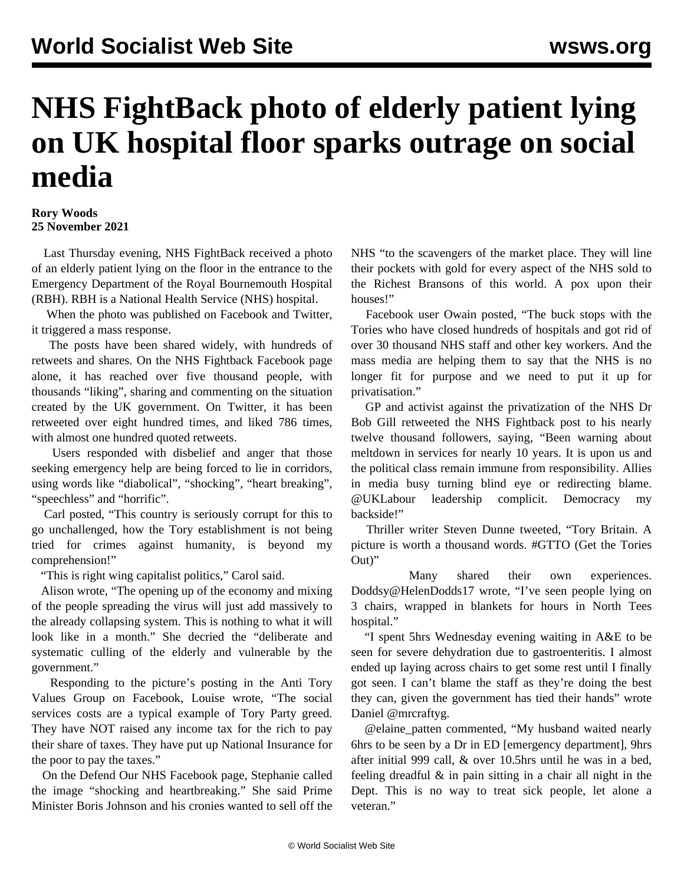# NHS FightBack photo of elderly patient lying on UK hospital floor sparks outrage on social media

**Rory Woods**
**25 November 2021**

Last Thursday evening, NHS FightBack received a photo of an elderly patient lying on the floor in the entrance to the Emergency Department of the Royal Bournemouth Hospital (RBH). RBH is a National Health Service (NHS) hospital.

When the photo was published on Facebook and Twitter, it triggered a mass response.

The posts have been shared widely, with hundreds of retweets and shares. On the NHS Fightback Facebook page alone, it has reached over five thousand people, with thousands "liking", sharing and commenting on the situation created by the UK government. On Twitter, it has been retweeted over eight hundred times, and liked 786 times, with almost one hundred quoted retweets.

Users responded with disbelief and anger that those seeking emergency help are being forced to lie in corridors, using words like "diabolical", "shocking", "heart breaking", "speechless" and "horrific".

Carl posted, "This country is seriously corrupt for this to go unchallenged, how the Tory establishment is not being tried for crimes against humanity, is beyond my comprehension!"

"This is right wing capitalist politics," Carol said.

Alison wrote, "The opening up of the economy and mixing of the people spreading the virus will just add massively to the already collapsing system. This is nothing to what it will look like in a month." She decried the "deliberate and systematic culling of the elderly and vulnerable by the government."

Responding to the picture's posting in the Anti Tory Values Group on Facebook, Louise wrote, "The social services costs are a typical example of Tory Party greed. They have NOT raised any income tax for the rich to pay their share of taxes. They have put up National Insurance for the poor to pay the taxes."

On the Defend Our NHS Facebook page, Stephanie called the image "shocking and heartbreaking." She said Prime Minister Boris Johnson and his cronies wanted to sell off the NHS "to the scavengers of the market place. They will line their pockets with gold for every aspect of the NHS sold to the Richest Bransons of this world. A pox upon their houses!"

Facebook user Owain posted, "The buck stops with the Tories who have closed hundreds of hospitals and got rid of over 30 thousand NHS staff and other key workers. And the mass media are helping them to say that the NHS is no longer fit for purpose and we need to put it up for privatisation."

GP and activist against the privatization of the NHS Dr Bob Gill retweeted the NHS Fightback post to his nearly twelve thousand followers, saying, "Been warning about meltdown in services for nearly 10 years. It is upon us and the political class remain immune from responsibility. Allies in media busy turning blind eye or redirecting blame. @UKLabour leadership complicit. Democracy my backside!"

Thriller writer Steven Dunne tweeted, "Tory Britain. A picture is worth a thousand words. #GTTO (Get the Tories Out)"

Many shared their own experiences. Doddsy@HelenDodds17 wrote, "I've seen people lying on 3 chairs, wrapped in blankets for hours in North Tees hospital."

"I spent 5hrs Wednesday evening waiting in A&E to be seen for severe dehydration due to gastroenteritis. I almost ended up laying across chairs to get some rest until I finally got seen. I can't blame the staff as they're doing the best they can, given the government has tied their hands" wrote Daniel @mrcraftyg.

@elaine_patten commented, "My husband waited nearly 6hrs to be seen by a Dr in ED [emergency department], 9hrs after initial 999 call, & over 10.5hrs until he was in a bed, feeling dreadful & in pain sitting in a chair all night in the Dept. This is no way to treat sick people, let alone a veteran."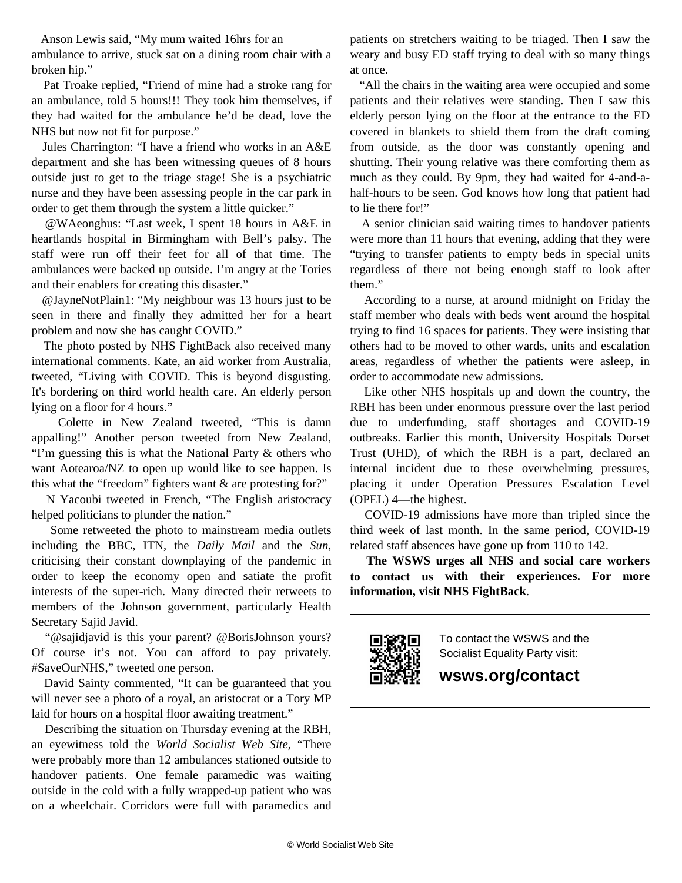Anson Lewis said, “My mum waited 16hrs for an ambulance to arrive, stuck sat on a dining room chair with a broken hip.”

Pat Troake replied, “Friend of mine had a stroke rang for an ambulance, told 5 hours!!! They took him themselves, if they had waited for the ambulance he’d be dead, love the NHS but now not fit for purpose.”

Jules Charrington: “I have a friend who works in an A&E department and she has been witnessing queues of 8 hours outside just to get to the triage stage! She is a psychiatric nurse and they have been assessing people in the car park in order to get them through the system a little quicker.”

@WAeonghus: “Last week, I spent 18 hours in A&E in heartlands hospital in Birmingham with Bell’s palsy. The staff were run off their feet for all of that time. The ambulances were backed up outside. I’m angry at the Tories and their enablers for creating this disaster.”

@JayneNotPlain1: “My neighbour was 13 hours just to be seen in there and finally they admitted her for a heart problem and now she has caught COVID.”

The photo posted by NHS FightBack also received many international comments. Kate, an aid worker from Australia, tweeted, “Living with COVID. This is beyond disgusting. It's bordering on third world health care. An elderly person lying on a floor for 4 hours.”

Colette in New Zealand tweeted, “This is damn appalling!” Another person tweeted from New Zealand, “I’m guessing this is what the National Party & others who want Aotearoa/NZ to open up would like to see happen. Is this what the “freedom” fighters want & are protesting for?”

N Yacoubi tweeted in French, “The English aristocracy helped politicians to plunder the nation.”

Some retweeted the photo to mainstream media outlets including the BBC, ITN, the *Daily Mail* and the *Sun*, criticising their constant downplaying of the pandemic in order to keep the economy open and satiate the profit interests of the super-rich. Many directed their retweets to members of the Johnson government, particularly Health Secretary Sajid Javid.

“@sajidjavid is this your parent? @BorisJohnson yours? Of course it’s not. You can afford to pay privately. #SaveOurNHS,” tweeted one person.

David Sainty commented, “It can be guaranteed that you will never see a photo of a royal, an aristocrat or a Tory MP laid for hours on a hospital floor awaiting treatment.”

Describing the situation on Thursday evening at the RBH, an eyewitness told the *World Socialist Web Site*, “There were probably more than 12 ambulances stationed outside to handover patients. One female paramedic was waiting outside in the cold with a fully wrapped-up patient who was on a wheelchair. Corridors were full with paramedics and patients on stretchers waiting to be triaged. Then I saw the weary and busy ED staff trying to deal with so many things at once.

“All the chairs in the waiting area were occupied and some patients and their relatives were standing. Then I saw this elderly person lying on the floor at the entrance to the ED covered in blankets to shield them from the draft coming from outside, as the door was constantly opening and shutting. Their young relative was there comforting them as much as they could. By 9pm, they had waited for 4-and-a-half-hours to be seen. God knows how long that patient had to lie there for!”

A senior clinician said waiting times to handover patients were more than 11 hours that evening, adding that they were “trying to transfer patients to empty beds in special units regardless of there not being enough staff to look after them.”

According to a nurse, at around midnight on Friday the staff member who deals with beds went around the hospital trying to find 16 spaces for patients. They were insisting that others had to be moved to other wards, units and escalation areas, regardless of whether the patients were asleep, in order to accommodate new admissions.

Like other NHS hospitals up and down the country, the RBH has been under enormous pressure over the last period due to underfunding, staff shortages and COVID-19 outbreaks. Earlier this month, University Hospitals Dorset Trust (UHD), of which the RBH is a part, declared an internal incident due to these overwhelming pressures, placing it under Operation Pressures Escalation Level (OPEL) 4—the highest.

COVID-19 admissions have more than tripled since the third week of last month. In the same period, COVID-19 related staff absences have gone up from 110 to 142.

**The WSWS urges all NHS and social care workers to contact us with their experiences. For more information, visit NHS FightBack**.

To contact the WSWS and the Socialist Equality Party visit:

**wsws.org/contact**